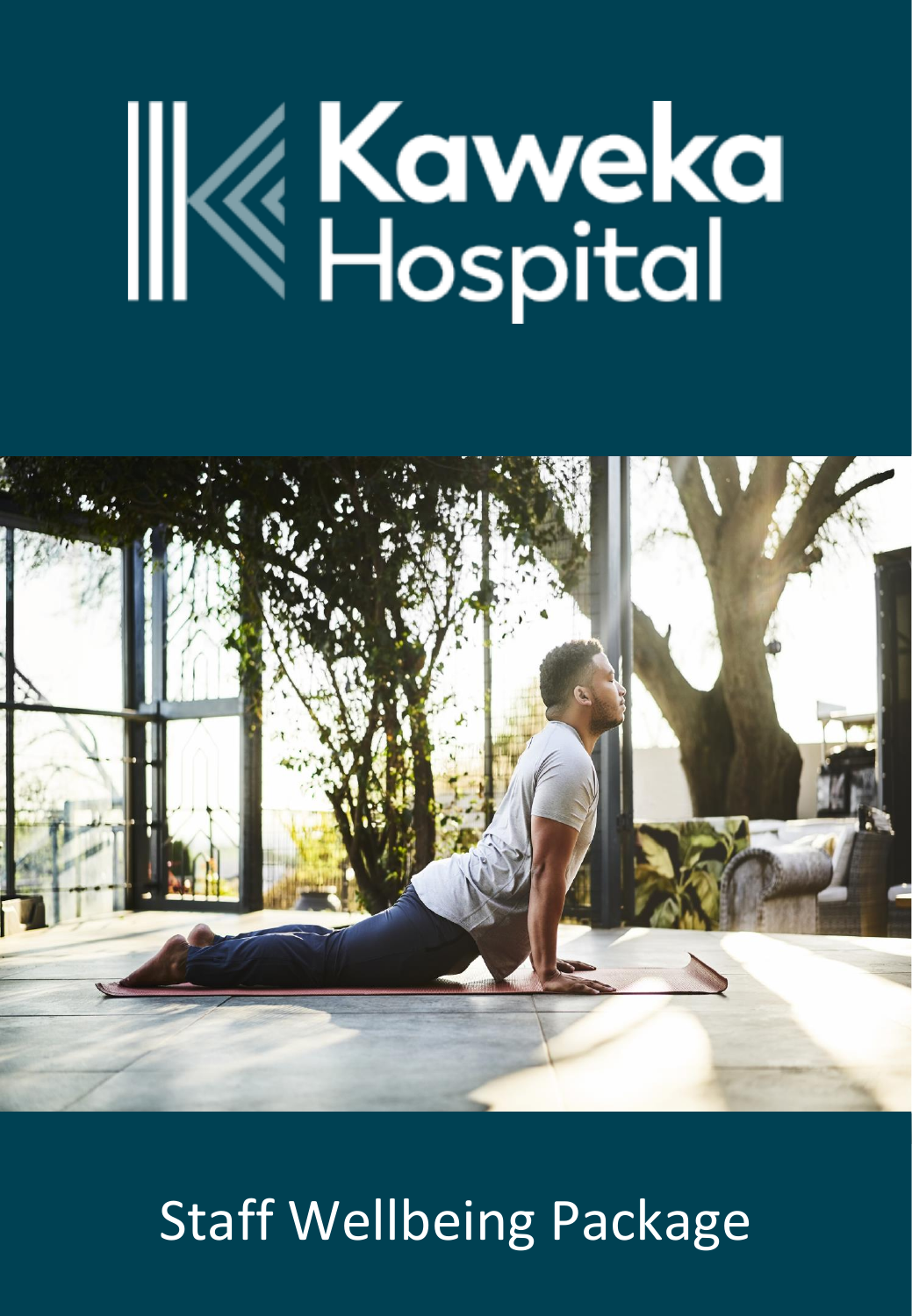# Kaweka Hospital

Staff Wellbeing Package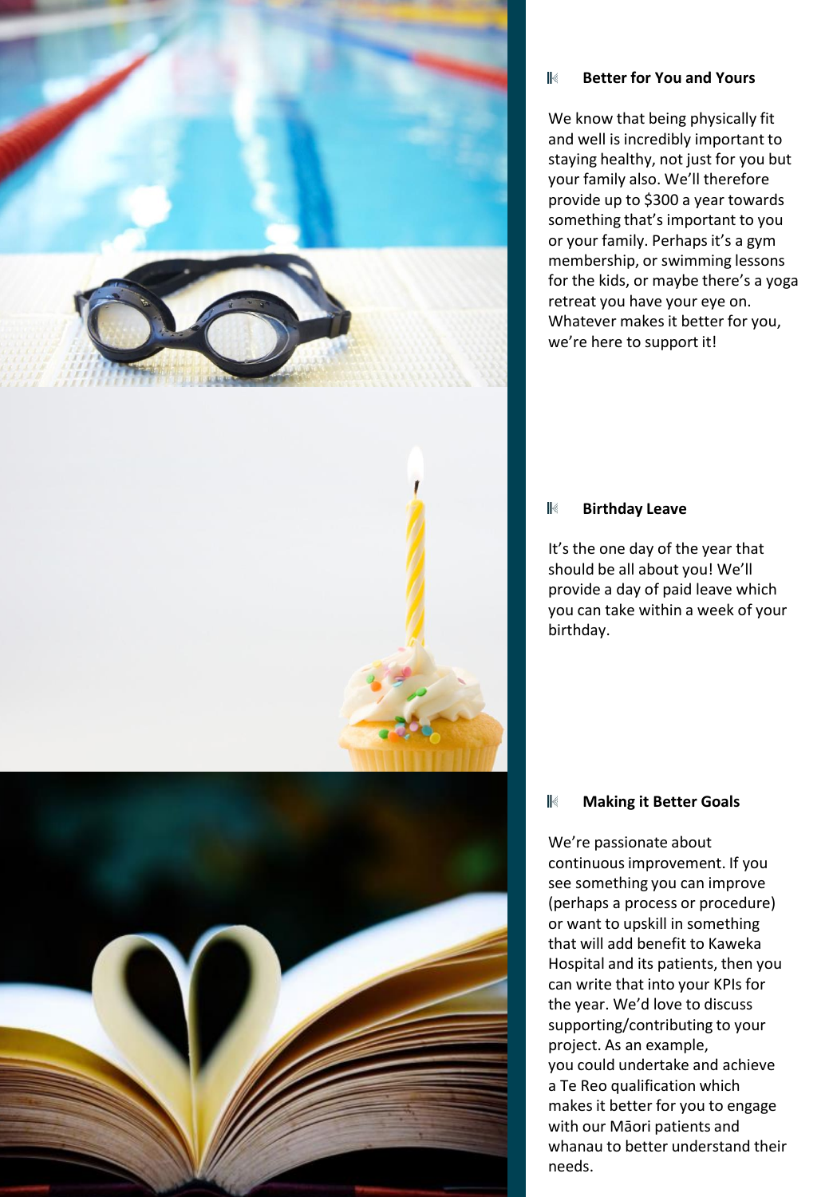### Better for You and Yours

We know that being physically fit and well is incredibly important to staying healthy, not just for you but your family also. We'll therefore provide up to $300 a year towards something that's important to you or your family. Perhaps it's a gym membership, or swimming lessons for the kids, or maybe there's a yoga retreat you have your eye on. Whatever makes it better for you, we're here to support it!

### Birthday Leave

It's the one day of the year that should be all about you! We'll provide a day of paid leave which you can take within a week of your birthday.

### Making it Better Goals

We're passionate about continuous improvement. If you see something you can improve (perhaps a process or procedure) or want to upskill in something that will add benefit to Kaweka Hospital and its patients, then you can write that into your KPIs for the year. We'd love to discuss supporting/contributing to your project. As an example, you could undertake and achieve a Te Reo qualification which makes it better for you to engage with our Māori patients and whanau to better understand their needs.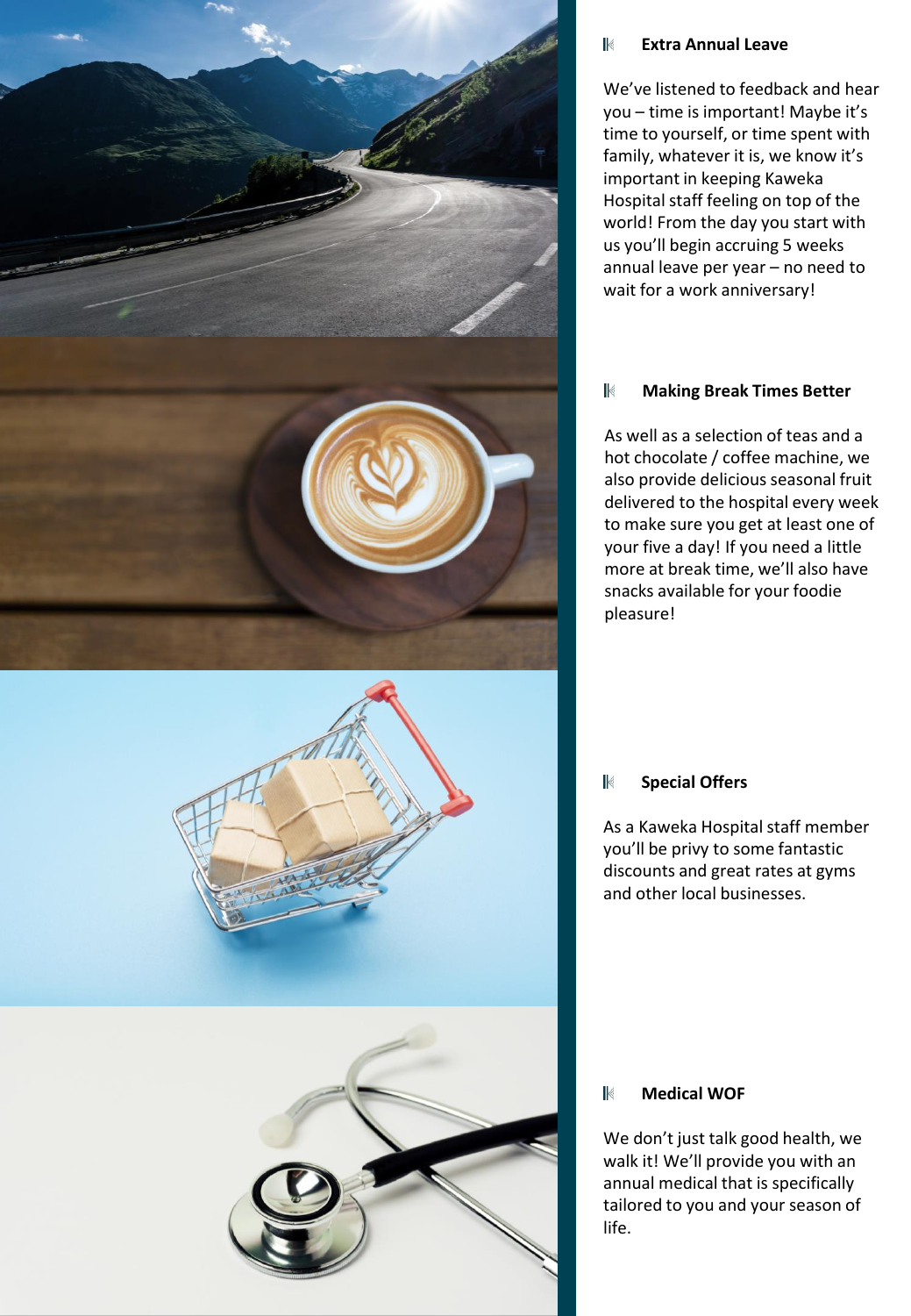### Extra Annual Leave

We've listened to feedback and hear you – time is important! Maybe it's time to yourself, or time spent with family, whatever it is, we know it's important in keeping Kaweka Hospital staff feeling on top of the world! From the day you start with us you'll begin accruing 5 weeks annual leave per year – no need to wait for a work anniversary!

### Making Break Times Better

As well as a selection of teas and a hot chocolate / coffee machine, we also provide delicious seasonal fruit delivered to the hospital every week to make sure you get at least one of your five a day! If you need a little more at break time, we'll also have snacks available for your foodie pleasure!

### Special Offers

As a Kaweka Hospital staff member you'll be privy to some fantastic discounts and great rates at gyms and other local businesses.

### Medical WOF

We don't just talk good health, we walk it! We'll provide you with an annual medical that is specifically tailored to you and your season of life.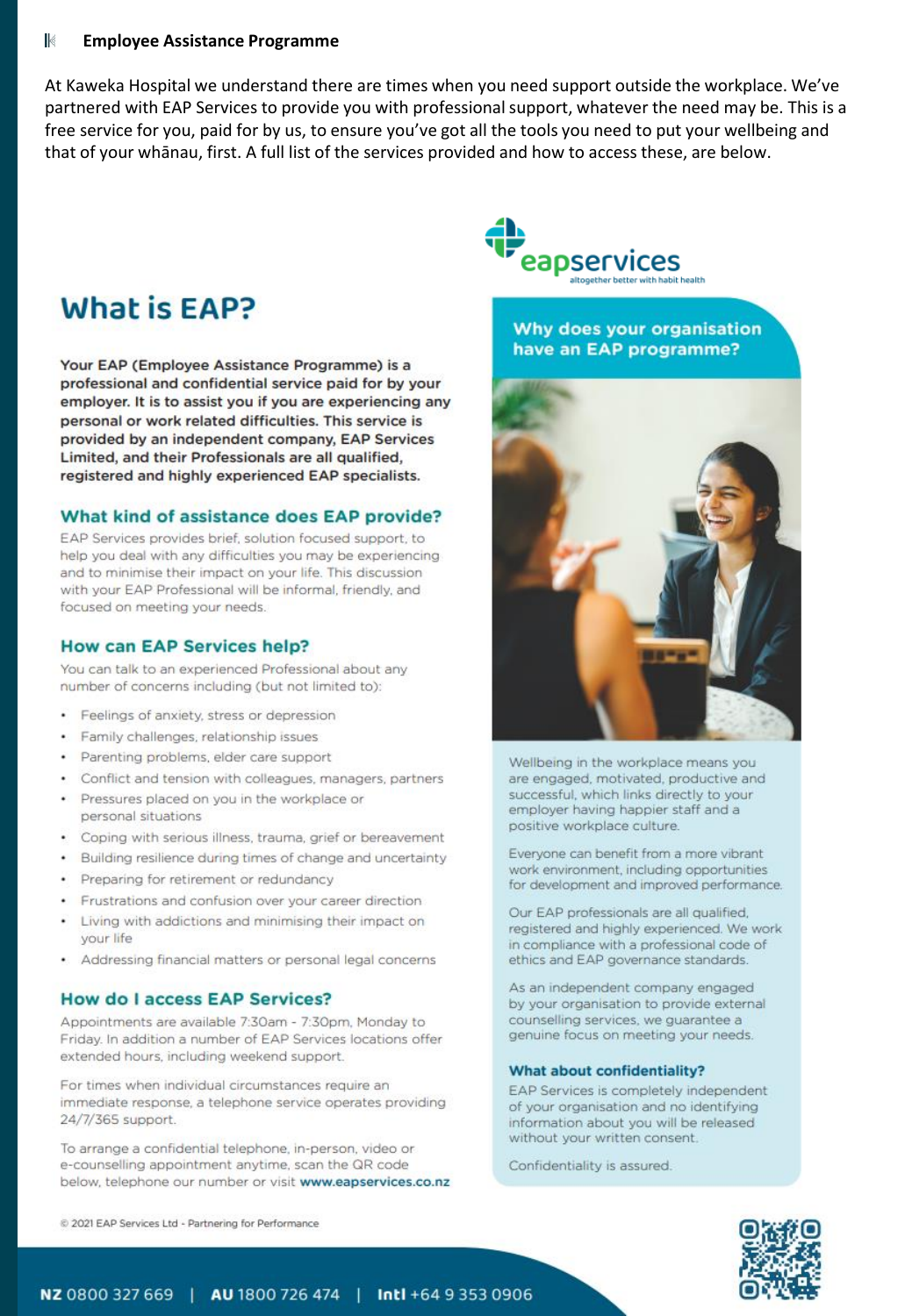## Employee Assistance Programme

At Kaweka Hospital we understand there are times when you need support outside the workplace. We've partnered with EAP Services to provide you with professional support, whatever the need may be. This is a free service for you, paid for by us, to ensure you've got all the tools you need to put your wellbeing and that of your whānau, first. A full list of the services provided and how to access these, are below.

eapservices
altogether better with habit health

# What is EAP?

**Your EAP (Employee Assistance Programme) is a professional and confidential service paid for by your employer. It is to assist you if you are experiencing any personal or work related difficulties. This service is provided by an independent company, EAP Services Limited, and their Professionals are all qualified, registered and highly experienced EAP specialists.**

### What kind of assistance does EAP provide?

EAP Services provides brief, solution focused support, to help you deal with any difficulties you may be experiencing and to minimise their impact on your life. This discussion with your EAP Professional will be informal, friendly, and focused on meeting your needs.

### How can EAP Services help?

You can talk to an experienced Professional about any number of concerns including (but not limited to):

- Feelings of anxiety, stress or depression
- Family challenges, relationship issues
- Parenting problems, elder care support
- Conflict and tension with colleagues, managers, partners
- Pressures placed on you in the workplace or personal situations
- Coping with serious illness, trauma, grief or bereavement
- Building resilience during times of change and uncertainty
- Preparing for retirement or redundancy
- Frustrations and confusion over your career direction
- Living with addictions and minimising their impact on your life
- Addressing financial matters or personal legal concerns

### How do I access EAP Services?

Appointments are available 7:30am - 7:30pm, Monday to Friday. In addition a number of EAP Services locations offer extended hours, including weekend support.

For times when individual circumstances require an immediate response, a telephone service operates providing 24/7/365 support.

To arrange a confidential telephone, in-person, video or e-counselling appointment anytime, scan the QR code below, telephone our number or visit **www.eapservices.co.nz**

### Why does your organisation have an EAP programme?

Wellbeing in the workplace means you are engaged, motivated, productive and successful, which links directly to your employer having happier staff and a positive workplace culture.

Everyone can benefit from a more vibrant work environment, including opportunities for development and improved performance.

Our EAP professionals are all qualified, registered and highly experienced. We work in compliance with a professional code of ethics and EAP governance standards.

As an independent company engaged by your organisation to provide external counselling services, we guarantee a genuine focus on meeting your needs.

### What about confidentiality?

EAP Services is completely independent of your organisation and no identifying information about you will be released without your written consent.

Confidentiality is assured.

© 2021 EAP Services Ltd - Partnering for Performance

**NZ** 0800 327 669 | **AU** 1800 726 474 | **Intl** +64 9 353 0906